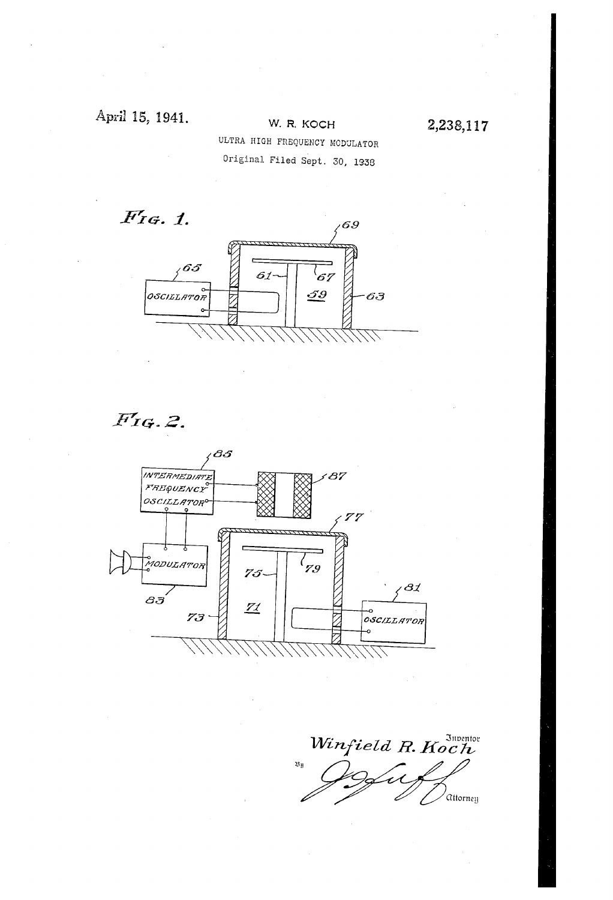April 15, 1941. W. R. KOCH 2,238,117

ULTRA HIGH FREQUENCY MODULATOR

Original Filed Sept. 30, 1938

FIG. 1.

FIG. 2.

Winfield R. Koch, Inventor

By [signature], Attorney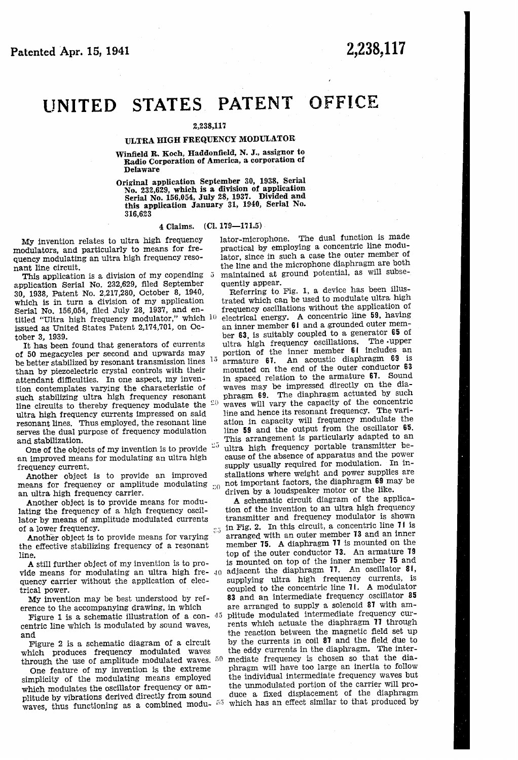Patented Apr. 15, 1941

2,238,117

# UNITED STATES PATENT OFFICE

2,238,117

## ULTRA HIGH FREQUENCY MODULATOR

Winfield R. Koch, Haddonfield, N. J., assignor to Radio Corporation of America, a corporation of Delaware

Original application September 30, 1938, Serial No. 232,629, which is a division of application Serial No. 156,054, July 28, 1937. Divided and this application January 31, 1940, Serial No. 316,623

4 Claims. (Cl. 179—171.5)

My invention relates to ultra high frequency modulators, and particularly to means for frequency modulating an ultra high frequency resonant line circuit.

This application is a division of my copending application Serial No. 232,629, filed September 30, 1938, Patent No. 2,217,280, October 8, 1940, which is in turn a division of my application Serial No. 156,054, filed July 28, 1937, and entitled "Ultra high frequency modulator," which issued as United States Patent 2,174,701, on October 3, 1939.

It has been found that generators of currents of 50 megacycles per second and upwards may be better stabilized by resonant transmission lines than by piezoelectric crystal controls with their attendant difficulties. In one aspect, my invention contemplates varying the characteristic of such stabilizing ultra high frequency resonant line circuits to thereby frequency modulate the ultra high frequency currents impressed on said resonant lines. Thus employed, the resonant line serves the dual purpose of frequency modulation and stabilization.

One of the objects of my invention is to provide an improved means for modulating an ultra high frequency current.

Another object is to provide an improved means for frequency or amplitude modulating an ultra high frequency carrier.

Another object is to provide means for modulating the frequency of a high frequency oscillator by means of amplitude modulated currents of a lower frequency.

Another object is to provide means for varying the effective stabilizing frequency of a resonant line.

A still further object of my invention is to provide means for modulating an ultra high frequency carrier without the application of electrical power.

My invention may be best understood by reference to the accompanying drawing, in which

Figure 1 is a schematic illustration of a concentric line which is modulated by sound waves, and

Figure 2 is a schematic diagram of a circuit which produces frequency modulated waves through the use of amplitude modulated waves.

One feature of my invention is the extreme simplicity of the modulating means employed which modulates the oscillator frequency or amplitude by vibrations derived directly from sound waves, thus functioning as a combined modulator-microphone. The dual function is made practical by employing a concentric line modulator, since in such a case the outer member of the line and the microphone diaphragm are both maintained at ground potential, as will subsequently appear.

Referring to Fig. 1, a device has been illustrated which can be used to modulate ultra high frequency oscillations without the application of electrical energy. A concentric line 59, having an inner member 61 and a grounded outer member 63, is suitably coupled to a generator 65 of ultra high frequency oscillations. The upper portion of the inner member 61 includes an armature 67. An acoustic diaphragm 69 is mounted on the end of the outer conductor 63 in spaced relation to the armature 67. Sound waves may be impressed directly on the diaphragm 69. The diaphragm actuated by such waves will vary the capacity of the concentric line and hence its resonant frequency. The variation in capacity will frequency modulate the line 59 and the output from the oscillator 65. This arrangement is particularly adapted to an ultra high frequency portable transmitter because of the absence of apparatus and the power supply usually required for modulation. In installations where weight and power supplies are not important factors, the diaphragm 69 may be driven by a loudspeaker motor or the like.

A schematic circuit diagram of the application of the invention to an ultra high frequency transmitter and frequency modulator is shown in Fig. 2. In this circuit, a concentric line 71 is arranged with an outer member 73 and an inner member 75. A diaphragm 77 is mounted on the top of the outer conductor 73. An armature 79 is mounted on top of the inner member 75 and adjacent the diaphragm 77. An oscillator 81, supplying ultra high frequency currents, is coupled to the concentric line 71. A modulator 83 and an intermediate frequency oscillator 85 are arranged to supply a solenoid 87 with amplitude modulated intermediate frequency currents which actuate the diaphragm 77 through the reaction between the magnetic field set up by the currents in coil 87 and the field due to the eddy currents in the diaphragm. The intermediate frequency is chosen so that the diaphragm will have too large an inertia to follow the individual intermediate frequency waves but the unmodulated portion of the carrier will produce a fixed displacement of the diaphragm which has an effect similar to that produced by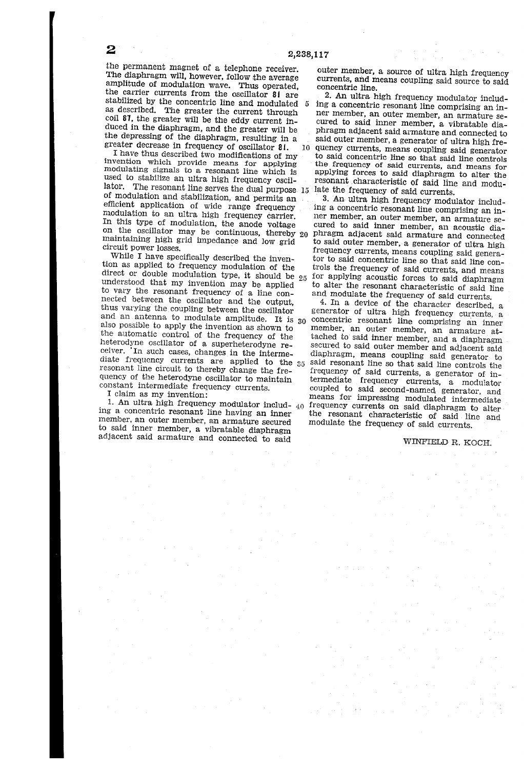the permanent magnet of a telephone receiver. The diaphragm will, however, follow the average amplitude of modulation wave. Thus operated, the carrier currents from the oscillator 81 are stabilized by the concentric line and modulated as described. The greater the current through coil 87, the greater will be the eddy current induced in the diaphragm, and the greater will be the depressing of the diaphragm, resulting in a greater decrease in frequency of oscillator 81.

I have thus described two modifications of my invention which provide means for applying modulating signals to a resonant line which is used to stabilize an ultra high frequency oscillator. The resonant line serves the dual purpose of modulation and stabilization, and permits an efficient application of wide range frequency modulation to an ultra high frequency carrier. In this type of modulation, the anode voltage on the oscillator may be continuous, thereby maintaining high grid impedance and low grid circuit power losses.

While I have specifically described the invention as applied to frequency modulation of the direct or double modulation type, it should be understood that my invention may be applied to vary the resonant frequency of a line connected between the oscillator and the output, thus varying the coupling between the oscillator and an antenna to modulate amplitude. It is also possible to apply the invention as shown to the automatic control of the frequency of the heterodyne oscillator of a superheterodyne receiver. In such cases, changes in the intermediate frequency currents are applied to the resonant line circuit to thereby change the frequency of the heterodyne oscillator to maintain constant intermediate frequency currents.

I claim as my invention:

1. An ultra high frequency modulator including a concentric resonant line having an inner member, an outer member, an armature secured to said inner member, a vibratable diaphragm adjacent said armature and connected to said outer member, a source of ultra high frequency currents, and means coupling said source to said concentric line.

2. An ultra high frequency modulator including a concentric resonant line comprising an inner member, an outer member, an armature secured to said inner member, a vibratable diaphragm adjacent said armature and connected to said outer member, a generator of ultra high frequency currents, means coupling said generator to said concentric line so that said line controls the frequency of said currents, and means for applying forces to said diaphragm to alter the resonant characteristic of said line and modulate the frequency of said currents.

3. An ultra high frequency modulator including a concentric resonant line comprising an inner member, an outer member, an armature secured to said inner member, an acoustic diaphragm adjacent said armature and connected to said outer member, a generator of ultra high frequency currents, means coupling said generator to said concentric line so that said line controls the frequency of said currents, and means for applying acoustic forces to said diaphragm to alter the resonant characteristic of said line and modulate the frequency of said currents.

4. In a device of the character described, a generator of ultra high frequency currents, a concentric resonant line comprising an inner member, an outer member, an armature attached to said inner member, and a diaphragm secured to said outer member and adjacent said diaphragm, means coupling said generator to said resonant line so that said line controls the frequency of said currents, a generator of intermediate frequency currents, a modulator coupled to said second-named generator, and means for impressing modulated intermediate frequency currents on said diaphragm to alter the resonant characteristic of said line and modulate the frequency of said currents.

WINFIELD R. KOCH.